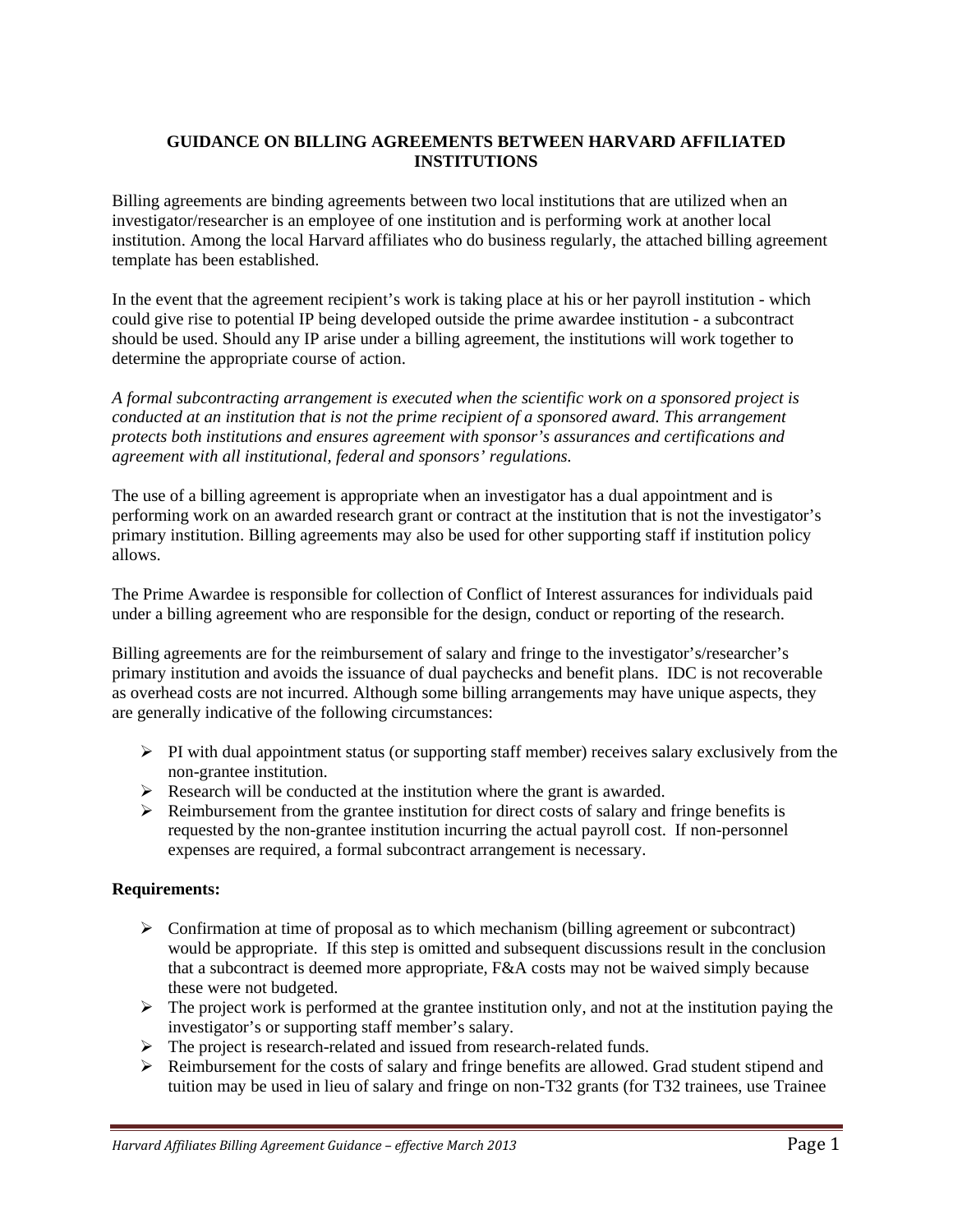# GUIDANCE ON BILLING AGREEMENTS BETWEEN HARVARD AFFILIATED INSTITUTIONS

Billing agreements are binding agreements between two local institutions that are utilized when an investigator/researcher is an employee of one institution and is performing work at another local institution. Among the local Harvard affiliates who do business regularly, the attached billing agreement template has been established.

In the event that the agreement recipient's work is taking place at his or her payroll institution - which could give rise to potential IP being developed outside the prime awardee institution - a subcontract should be used. Should any IP arise under a billing agreement, the institutions will work together to determine the appropriate course of action.

*A formal subcontracting arrangement is executed when the scientific work on a sponsored project is conducted at an institution that is not the prime recipient of a sponsored award. This arrangement protects both institutions and ensures agreement with sponsor's assurances and certifications and agreement with all institutional, federal and sponsors' regulations.*

The use of a billing agreement is appropriate when an investigator has a dual appointment and is performing work on an awarded research grant or contract at the institution that is not the investigator's primary institution. Billing agreements may also be used for other supporting staff if institution policy allows.

The Prime Awardee is responsible for collection of Conflict of Interest assurances for individuals paid under a billing agreement who are responsible for the design, conduct or reporting of the research.

Billing agreements are for the reimbursement of salary and fringe to the investigator's/researcher's primary institution and avoids the issuance of dual paychecks and benefit plans. IDC is not recoverable as overhead costs are not incurred. Although some billing arrangements may have unique aspects, they are generally indicative of the following circumstances:

- PI with dual appointment status (or supporting staff member) receives salary exclusively from the non-grantee institution.
- Research will be conducted at the institution where the grant is awarded.
- Reimbursement from the grantee institution for direct costs of salary and fringe benefits is requested by the non-grantee institution incurring the actual payroll cost. If non-personnel expenses are required, a formal subcontract arrangement is necessary.

**Requirements:**

- Confirmation at time of proposal as to which mechanism (billing agreement or subcontract) would be appropriate. If this step is omitted and subsequent discussions result in the conclusion that a subcontract is deemed more appropriate, F&A costs may not be waived simply because these were not budgeted.
- The project work is performed at the grantee institution only, and not at the institution paying the investigator's or supporting staff member's salary.
- The project is research-related and issued from research-related funds.
- Reimbursement for the costs of salary and fringe benefits are allowed. Grad student stipend and tuition may be used in lieu of salary and fringe on non-T32 grants (for T32 trainees, use Trainee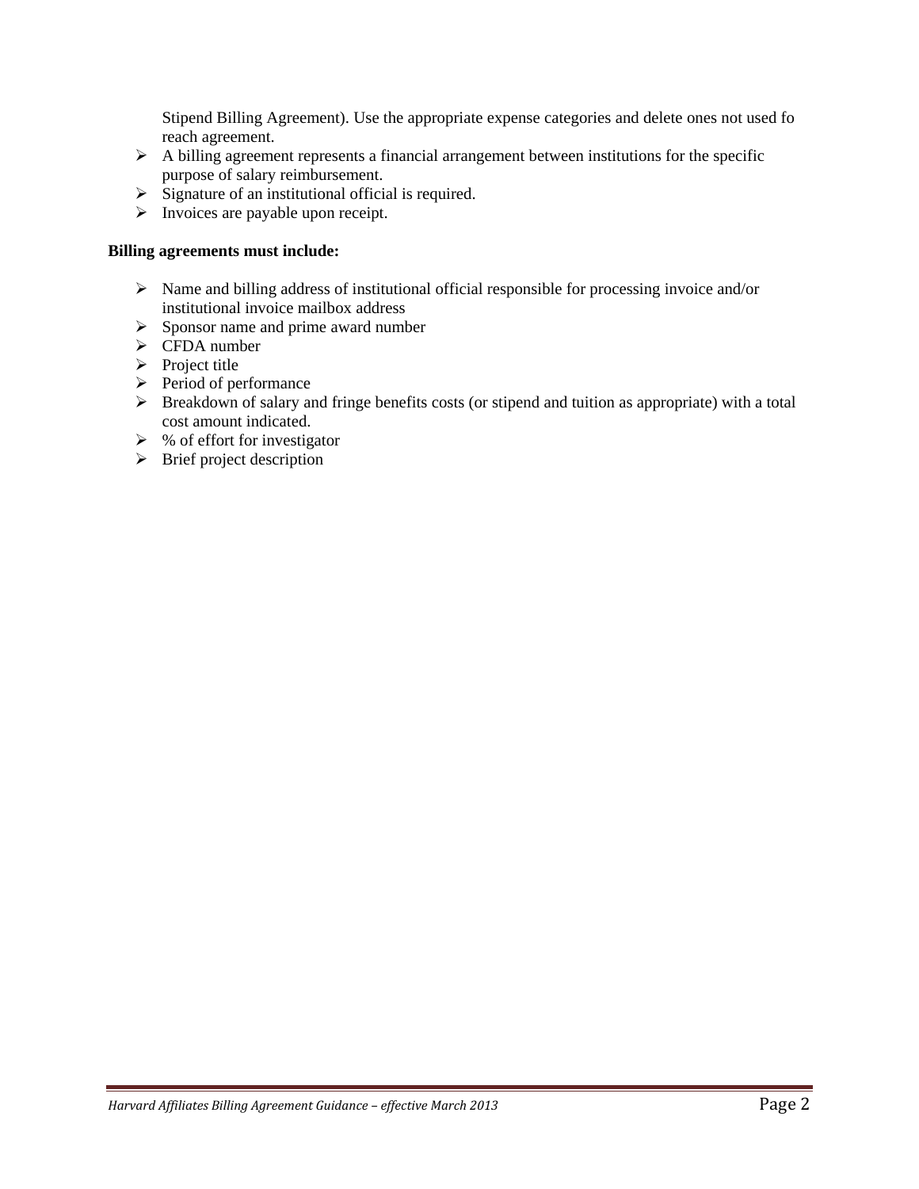Stipend Billing Agreement). Use the appropriate expense categories and delete ones not used fo reach agreement.

- A billing agreement represents a financial arrangement between institutions for the specific purpose of salary reimbursement.
- Signature of an institutional official is required.
- Invoices are payable upon receipt.

**Billing agreements must include:**

- Name and billing address of institutional official responsible for processing invoice and/or institutional invoice mailbox address
- Sponsor name and prime award number
- CFDA number
- Project title
- Period of performance
- Breakdown of salary and fringe benefits costs (or stipend and tuition as appropriate) with a total cost amount indicated.
- % of effort for investigator
- Brief project description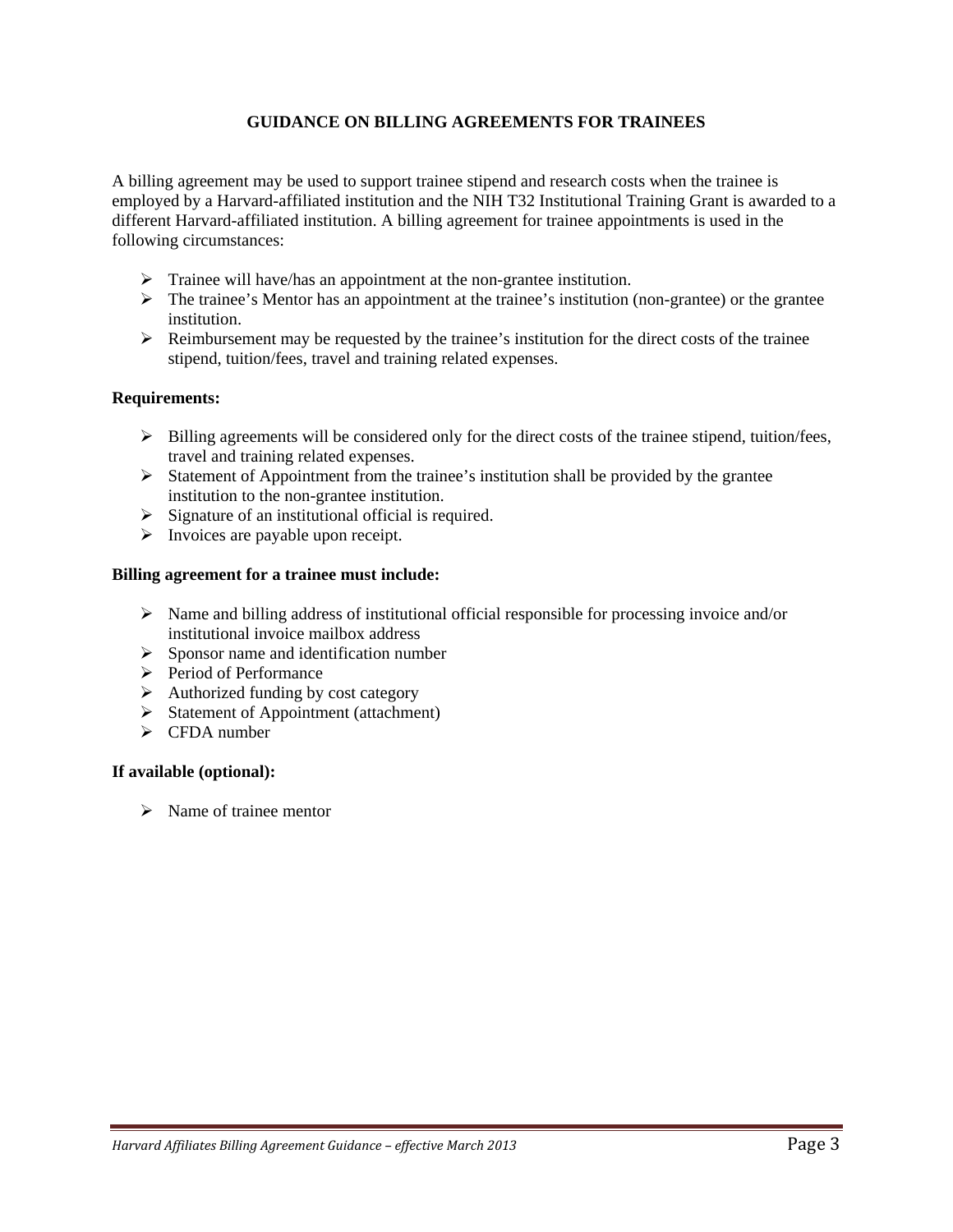## GUIDANCE ON BILLING AGREEMENTS FOR TRAINEES

A billing agreement may be used to support trainee stipend and research costs when the trainee is employed by a Harvard-affiliated institution and the NIH T32 Institutional Training Grant is awarded to a different Harvard-affiliated institution. A billing agreement for trainee appointments is used in the following circumstances:

- Trainee will have/has an appointment at the non-grantee institution.
- The trainee's Mentor has an appointment at the trainee's institution (non-grantee) or the grantee institution.
- Reimbursement may be requested by the trainee's institution for the direct costs of the trainee stipend, tuition/fees, travel and training related expenses.

**Requirements:**

- Billing agreements will be considered only for the direct costs of the trainee stipend, tuition/fees, travel and training related expenses.
- Statement of Appointment from the trainee's institution shall be provided by the grantee institution to the non-grantee institution.
- Signature of an institutional official is required.
- Invoices are payable upon receipt.

**Billing agreement for a trainee must include:**

- Name and billing address of institutional official responsible for processing invoice and/or institutional invoice mailbox address
- Sponsor name and identification number
- Period of Performance
- Authorized funding by cost category
- Statement of Appointment (attachment)
- CFDA number

**If available (optional):**

- Name of trainee mentor